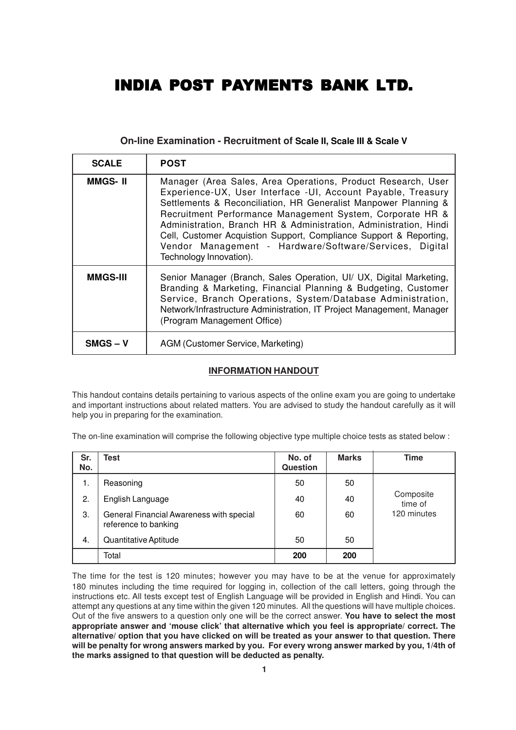# INDIA POST PAYMENTS BANK LTD.

### On-line Examination - Recruitment of Scale II, Scale III & Scale V

| SCALE | POST |
|---|---|
| MMGS- II | Manager (Area Sales, Area Operations, Product Research, User Experience-UX, User Interface -UI, Account Payable, Treasury Settlements & Reconciliation, HR Generalist Manpower Planning & Recruitment Performance Management System, Corporate HR & Administration, Branch HR & Administration, Administration, Hindi Cell, Customer Acquistion Support, Compliance Support & Reporting, Vendor Management - Hardware/Software/Services, Digital Technology Innovation). |
| MMGS-III | Senior Manager (Branch, Sales Operation, UI/ UX, Digital Marketing, Branding & Marketing, Financial Planning & Budgeting, Customer Service, Branch Operations, System/Database Administration, Network/Infrastructure Administration, IT Project Management, Manager (Program Management Office) |
| SMGS – V | AGM (Customer Service, Marketing) |

## INFORMATION HANDOUT

This handout contains details pertaining to various aspects of the online exam you are going to undertake and important instructions about related matters. You are advised to study the handout carefully as it will help you in preparing for the examination.

The on-line examination will comprise the following objective type multiple choice tests as stated below :

| Sr. No. | Test | No. of Question | Marks | Time |
|---|---|---|---|---|
| 1. | Reasoning | 50 | 50 | Composite time of 120 minutes |
| 2. | English Language | 40 | 40 | |
| 3. | General Financial Awareness with special reference to banking | 60 | 60 | |
| 4. | Quantitative Aptitude | 50 | 50 | |
| | Total | **200** | **200** | |

The time for the test is 120 minutes; however you may have to be at the venue for approximately 180 minutes including the time required for logging in, collection of the call letters, going through the instructions etc. All tests except test of English Language will be provided in English and Hindi. You can attempt any questions at any time within the given 120 minutes. All the questions will have multiple choices. Out of the five answers to a question only one will be the correct answer. **You have to select the most appropriate answer and 'mouse click' that alternative which you feel is appropriate/ correct. The alternative/ option that you have clicked on will be treated as your answer to that question. There will be penalty for wrong answers marked by you. For every wrong answer marked by you, 1/4th of the marks assigned to that question will be deducted as penalty.**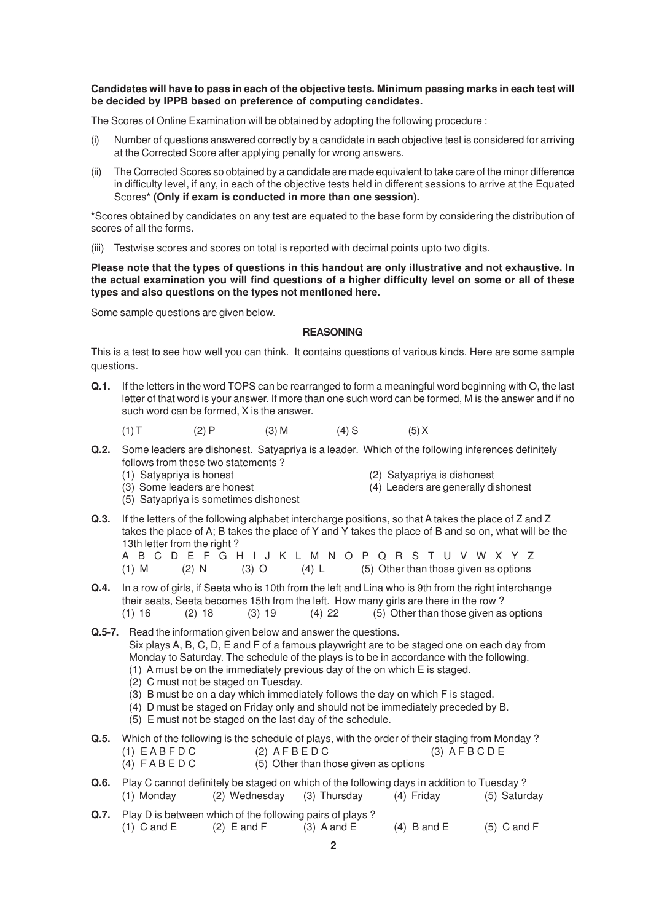**Candidates will have to pass in each of the objective tests. Minimum passing marks in each test will be decided by IPPB based on preference of computing candidates.**

The Scores of Online Examination will be obtained by adopting the following procedure :

(i) Number of questions answered correctly by a candidate in each objective test is considered for arriving at the Corrected Score after applying penalty for wrong answers.

(ii) The Corrected Scores so obtained by a candidate are made equivalent to take care of the minor difference in difficulty level, if any, in each of the objective tests held in different sessions to arrive at the Equated Scores* **(Only if exam is conducted in more than one session).**

***Scores obtained by candidates on any test are equated to the base form by considering the distribution of scores of all the forms.**

(iii) Testwise scores and scores on total is reported with decimal points upto two digits.

**Please note that the types of questions in this handout are only illustrative and not exhaustive. In the actual examination you will find questions of a higher difficulty level on some or all of these types and also questions on the types not mentioned here.**

Some sample questions are given below.

## REASONING

This is a test to see how well you can think. It contains questions of various kinds. Here are some sample questions.

**Q.1.** If the letters in the word TOPS can be rearranged to form a meaningful word beginning with O, the last letter of that word is your answer. If more than one such word can be formed, M is the answer and if no such word can be formed, X is the answer.

(1) T (2) P (3) M (4) S (5) X

**Q.2.** Some leaders are dishonest. Satyapriya is a leader. Which of the following inferences definitely follows from these two statements ?

(1) Satyapriya is honest
(2) Satyapriya is dishonest
(3) Some leaders are honest
(4) Leaders are generally dishonest
(5) Satyapriya is sometimes dishonest

**Q.3.** If the letters of the following alphabet intercharge positions, so that A takes the place of Z and Z takes the place of A; B takes the place of Y and Y takes the place of B and so on, what will be the 13th letter from the right ?

A B C D E F G H I J K L M N O P Q R S T U V W X Y Z

(1) M (2) N (3) O (4) L (5) Other than those given as options

**Q.4.** In a row of girls, if Seeta who is 10th from the left and Lina who is 9th from the right interchange their seats, Seeta becomes 15th from the left. How many girls are there in the row ?

(1) 16 (2) 18 (3) 19 (4) 22 (5) Other than those given as options

**Q.5-7.** Read the information given below and answer the questions.

Six plays A, B, C, D, E and F of a famous playwright are to be staged one on each day from Monday to Saturday. The schedule of the plays is to be in accordance with the following.

(1) A must be on the immediately previous day of the on which E is staged.
(2) C must not be staged on Tuesday.
(3) B must be on a day which immediately follows the day on which F is staged.
(4) D must be staged on Friday only and should not be immediately preceded by B.
(5) E must not be staged on the last day of the schedule.

**Q.5.** Which of the following is the schedule of plays, with the order of their staging from Monday ?

(1) E A B F D C (2) A F B E D C (3) A F B C D E
(4) F A B E D C (5) Other than those given as options

**Q.6.** Play C cannot definitely be staged on which of the following days in addition to Tuesday ?

(1) Monday (2) Wednesday (3) Thursday (4) Friday (5) Saturday

**Q.7.** Play D is between which of the following pairs of plays ?

(1) C and E (2) E and F (3) A and E (4) B and E (5) C and F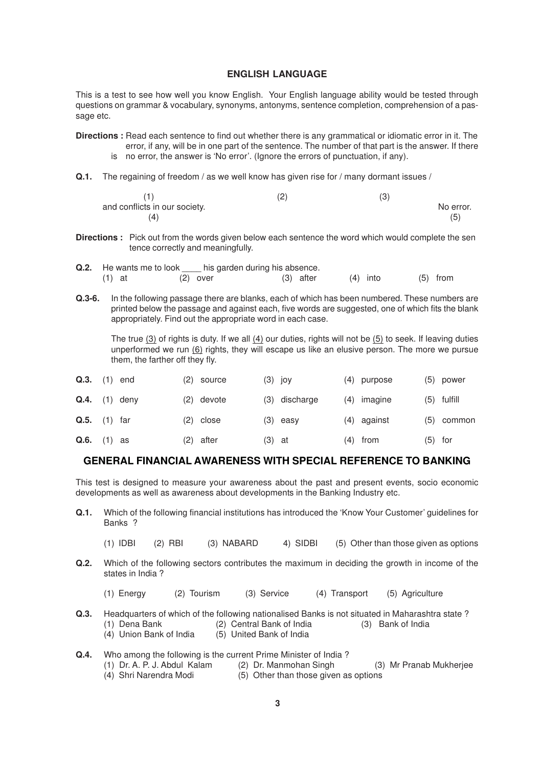## ENGLISH LANGUAGE

This is a test to see how well you know English. Your English language ability would be tested through questions on grammar & vocabulary, synonyms, antonyms, sentence completion, comprehension of a passage etc.

**Directions :** Read each sentence to find out whether there is any grammatical or idiomatic error in it. The error, if any, will be in one part of the sentence. The number of that part is the answer. If there is no error, the answer is 'No error'. (Ignore the errors of punctuation, if any).

**Q.1.** The regaining of freedom / as we well know has given rise for / many dormant issues / and conflicts in our society. No error.

(1) The regaining of freedom (2) as we well know has given rise for (3) many dormant issues (4) and conflicts in our society. (5) No error.

**Directions :** Pick out from the words given below each sentence the word which would complete the sentence correctly and meaningfully.

**Q.2.** He wants me to look ____ his garden during his absence.
(1) at (2) over (3) after (4) into (5) from

**Q.3-6.** In the following passage there are blanks, each of which has been numbered. These numbers are printed below the passage and against each, five words are suggested, one of which fits the blank appropriately. Find out the appropriate word in each case.

The true (3) of rights is duty. If we all (4) our duties, rights will not be (5) to seek. If leaving duties unperformed we run (6) rights, they will escape us like an elusive person. The more we pursue them, the farther off they fly.

**Q.3.** (1) end (2) source (3) joy (4) purpose (5) power

**Q.4.** (1) deny (2) devote (3) discharge (4) imagine (5) fulfill

**Q.5.** (1) far (2) close (3) easy (4) against (5) common

**Q.6.** (1) as (2) after (3) at (4) from (5) for

## GENERAL FINANCIAL AWARENESS WITH SPECIAL REFERENCE TO BANKING

This test is designed to measure your awareness about the past and present events, socio economic developments as well as awareness about developments in the Banking Industry etc.

**Q.1.** Which of the following financial institutions has introduced the 'Know Your Customer' guidelines for Banks ?

(1) IDBI (2) RBI (3) NABARD 4) SIDBI (5) Other than those given as options

**Q.2.** Which of the following sectors contributes the maximum in deciding the growth in income of the states in India ?

(1) Energy (2) Tourism (3) Service (4) Transport (5) Agriculture

**Q.3.** Headquarters of which of the following nationalised Banks is not situated in Maharashtra state ?
(1) Dena Bank (2) Central Bank of India (3) Bank of India
(4) Union Bank of India (5) United Bank of India

**Q.4.** Who among the following is the current Prime Minister of India ?
(1) Dr. A. P. J. Abdul Kalam (2) Dr. Manmohan Singh (3) Mr Pranab Mukherjee
(4) Shri Narendra Modi (5) Other than those given as options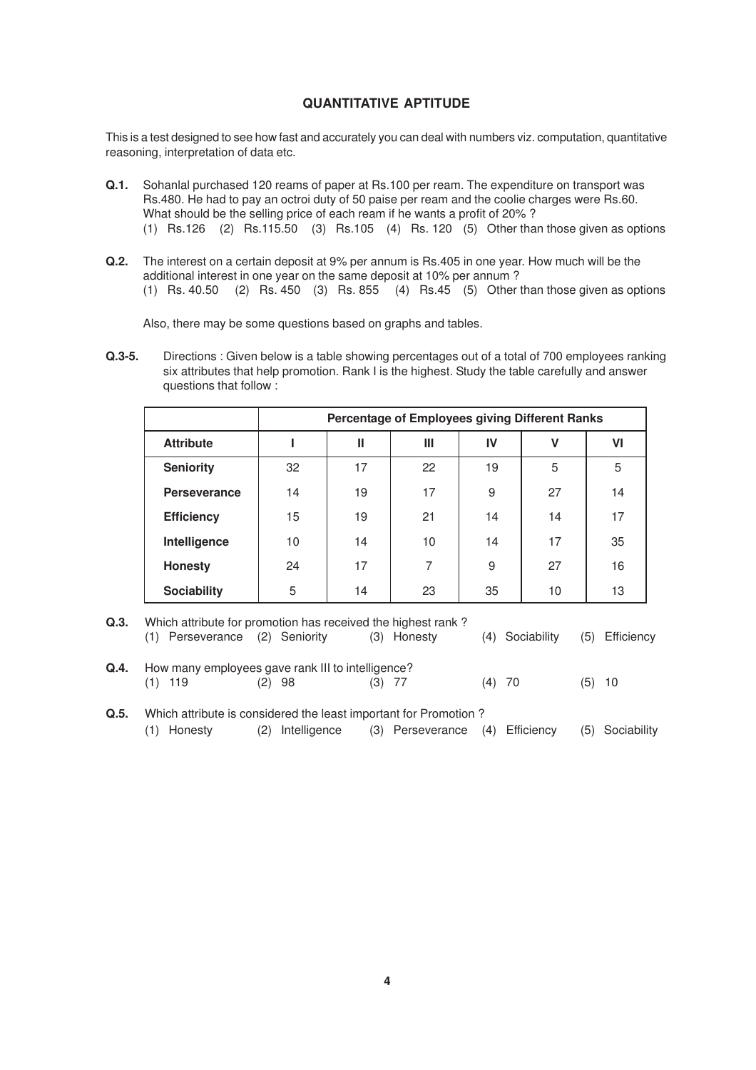## QUANTITATIVE APTITUDE

This is a test designed to see how fast and accurately you can deal with numbers viz. computation, quantitative reasoning, interpretation of data etc.

**Q.1.** Sohanlal purchased 120 reams of paper at Rs.100 per ream. The expenditure on transport was Rs.480. He had to pay an octroi duty of 50 paise per ream and the coolie charges were Rs.60. What should be the selling price of each ream if he wants a profit of 20% ?
(1) Rs.126 (2) Rs.115.50 (3) Rs.105 (4) Rs. 120 (5) Other than those given as options

**Q.2.** The interest on a certain deposit at 9% per annum is Rs.405 in one year. How much will be the additional interest in one year on the same deposit at 10% per annum ?
(1) Rs. 40.50 (2) Rs. 450 (3) Rs. 855 (4) Rs.45 (5) Other than those given as options

Also, there may be some questions based on graphs and tables.

**Q.3-5.** Directions : Given below is a table showing percentages out of a total of 700 employees ranking six attributes that help promotion. Rank I is the highest. Study the table carefully and answer questions that follow :

| | **Percentage of Employees giving Different Ranks** | | | | | |
|---|---|---|---|---|---|---|
| **Attribute** | **I** | **II** | **III** | **IV** | **V** | **VI** |
| **Seniority** | 32 | 17 | 22 | 19 | 5 | 5 |
| **Perseverance** | 14 | 19 | 17 | 9 | 27 | 14 |
| **Efficiency** | 15 | 19 | 21 | 14 | 14 | 17 |
| **Intelligence** | 10 | 14 | 10 | 14 | 17 | 35 |
| **Honesty** | 24 | 17 | 7 | 9 | 27 | 16 |
| **Sociability** | 5 | 14 | 23 | 35 | 10 | 13 |

**Q.3.** Which attribute for promotion has received the highest rank ?
(1) Perseverance (2) Seniority (3) Honesty (4) Sociability (5) Efficiency

**Q.4.** How many employees gave rank III to intelligence?
(1) 119 (2) 98 (3) 77 (4) 70 (5) 10

**Q.5.** Which attribute is considered the least important for Promotion ?
(1) Honesty (2) Intelligence (3) Perseverance (4) Efficiency (5) Sociability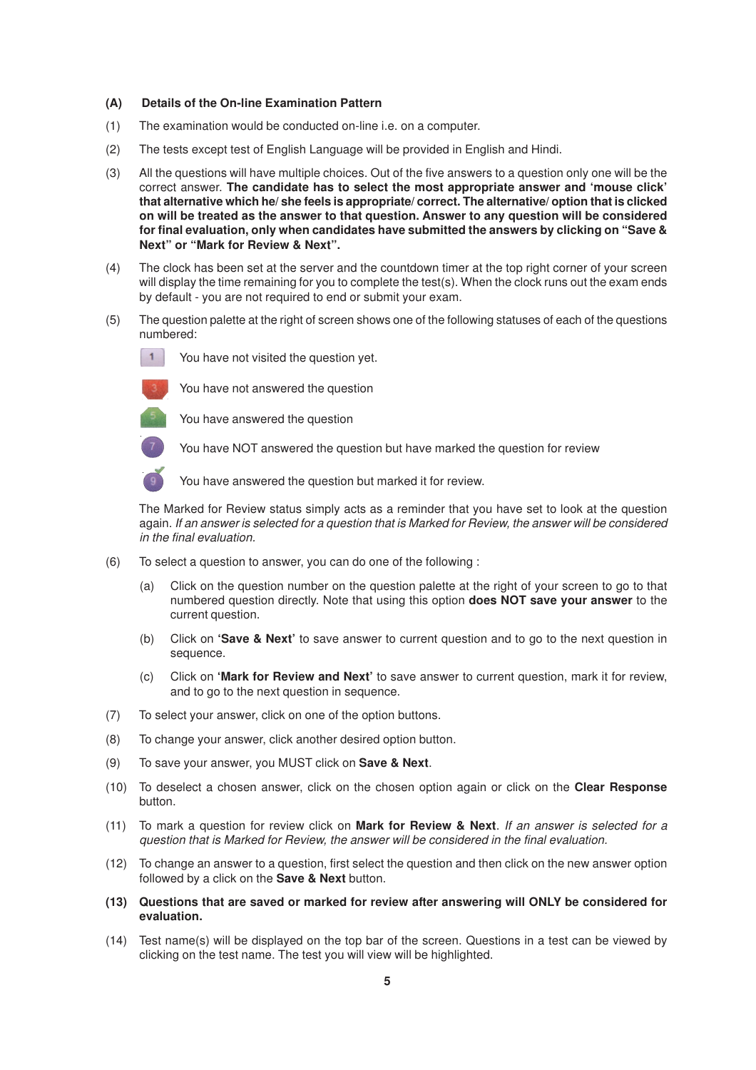## (A) Details of the On-line Examination Pattern

(1) The examination would be conducted on-line i.e. on a computer.

(2) The tests except test of English Language will be provided in English and Hindi.

(3) All the questions will have multiple choices. Out of the five answers to a question only one will be the correct answer. **The candidate has to select the most appropriate answer and 'mouse click' that alternative which he/ she feels is appropriate/ correct. The alternative/ option that is clicked on will be treated as the answer to that question. Answer to any question will be considered for final evaluation, only when candidates have submitted the answers by clicking on "Save & Next" or "Mark for Review & Next".**

(4) The clock has been set at the server and the countdown timer at the top right corner of your screen will display the time remaining for you to complete the test(s). When the clock runs out the exam ends by default - you are not required to end or submit your exam.

(5) The question palette at the right of screen shows one of the following statuses of each of the questions numbered:

- 1 — You have not visited the question yet.
- 3 — You have not answered the question
- 5 — You have answered the question
- 7 — You have NOT answered the question but have marked the question for review
- 9 — You have answered the question but marked it for review.

The Marked for Review status simply acts as a reminder that you have set to look at the question again. *If an answer is selected for a question that is Marked for Review, the answer will be considered in the final evaluation.*

(6) To select a question to answer, you can do one of the following :

(a) Click on the question number on the question palette at the right of your screen to go to that numbered question directly. Note that using this option **does NOT save your answer** to the current question.

(b) Click on **'Save & Next'** to save answer to current question and to go to the next question in sequence.

(c) Click on **'Mark for Review and Next'** to save answer to current question, mark it for review, and to go to the next question in sequence.

(7) To select your answer, click on one of the option buttons.

(8) To change your answer, click another desired option button.

(9) To save your answer, you MUST click on **Save & Next**.

(10) To deselect a chosen answer, click on the chosen option again or click on the **Clear Response** button.

(11) To mark a question for review click on **Mark for Review & Next**. *If an answer is selected for a question that is Marked for Review, the answer will be considered in the final evaluation.*

(12) To change an answer to a question, first select the question and then click on the new answer option followed by a click on the **Save & Next** button.

**(13) Questions that are saved or marked for review after answering will ONLY be considered for evaluation.**

(14) Test name(s) will be displayed on the top bar of the screen. Questions in a test can be viewed by clicking on the test name. The test you will view will be highlighted.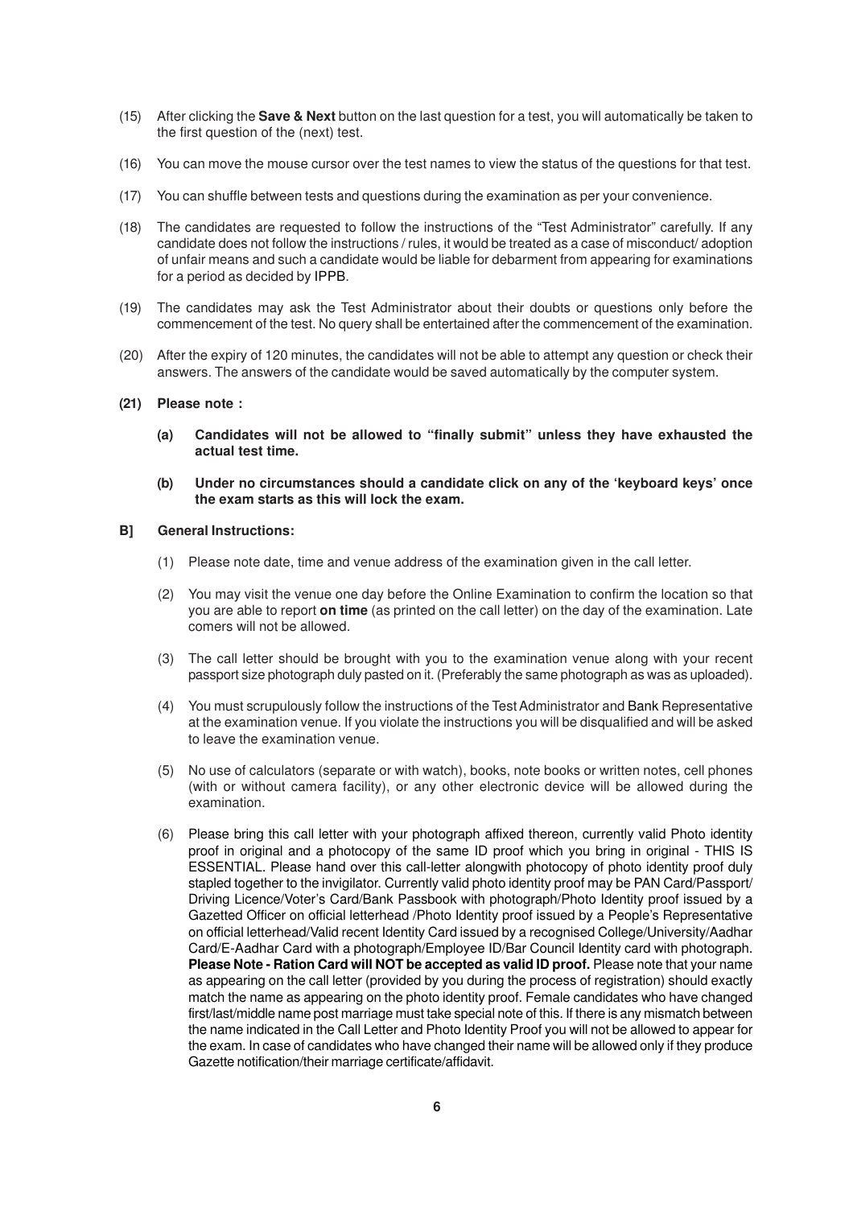(15) After clicking the **Save & Next** button on the last question for a test, you will automatically be taken to the first question of the (next) test.

(16) You can move the mouse cursor over the test names to view the status of the questions for that test.

(17) You can shuffle between tests and questions during the examination as per your convenience.

(18) The candidates are requested to follow the instructions of the "Test Administrator" carefully. If any candidate does not follow the instructions / rules, it would be treated as a case of misconduct/ adoption of unfair means and such a candidate would be liable for debarment from appearing for examinations for a period as decided by IPPB.

(19) The candidates may ask the Test Administrator about their doubts or questions only before the commencement of the test. No query shall be entertained after the commencement of the examination.

(20) After the expiry of 120 minutes, the candidates will not be able to attempt any question or check their answers. The answers of the candidate would be saved automatically by the computer system.

**(21) Please note :**

- **(a) Candidates will not be allowed to "finally submit" unless they have exhausted the actual test time.**

- **(b) Under no circumstances should a candidate click on any of the 'keyboard keys' once the exam starts as this will lock the exam.**

**B] General Instructions:**

(1) Please note date, time and venue address of the examination given in the call letter.

(2) You may visit the venue one day before the Online Examination to confirm the location so that you are able to report **on time** (as printed on the call letter) on the day of the examination. Late comers will not be allowed.

(3) The call letter should be brought with you to the examination venue along with your recent passport size photograph duly pasted on it. (Preferably the same photograph as was as uploaded).

(4) You must scrupulously follow the instructions of the Test Administrator and Bank Representative at the examination venue. If you violate the instructions you will be disqualified and will be asked to leave the examination venue.

(5) No use of calculators (separate or with watch), books, note books or written notes, cell phones (with or without camera facility), or any other electronic device will be allowed during the examination.

(6) Please bring this call letter with your photograph affixed thereon, currently valid Photo identity proof in original and a photocopy of the same ID proof which you bring in original - THIS IS ESSENTIAL. Please hand over this call-letter alongwith photocopy of photo identity proof duly stapled together to the invigilator. Currently valid photo identity proof may be PAN Card/Passport/ Driving Licence/Voter's Card/Bank Passbook with photograph/Photo Identity proof issued by a Gazetted Officer on official letterhead /Photo Identity proof issued by a People's Representative on official letterhead/Valid recent Identity Card issued by a recognised College/University/Aadhar Card/E-Aadhar Card with a photograph/Employee ID/Bar Council Identity card with photograph. **Please Note - Ration Card will NOT be accepted as valid ID proof.** Please note that your name as appearing on the call letter (provided by you during the process of registration) should exactly match the name as appearing on the photo identity proof. Female candidates who have changed first/last/middle name post marriage must take special note of this. If there is any mismatch between the name indicated in the Call Letter and Photo Identity Proof you will not be allowed to appear for the exam. In case of candidates who have changed their name will be allowed only if they produce Gazette notification/their marriage certificate/affidavit.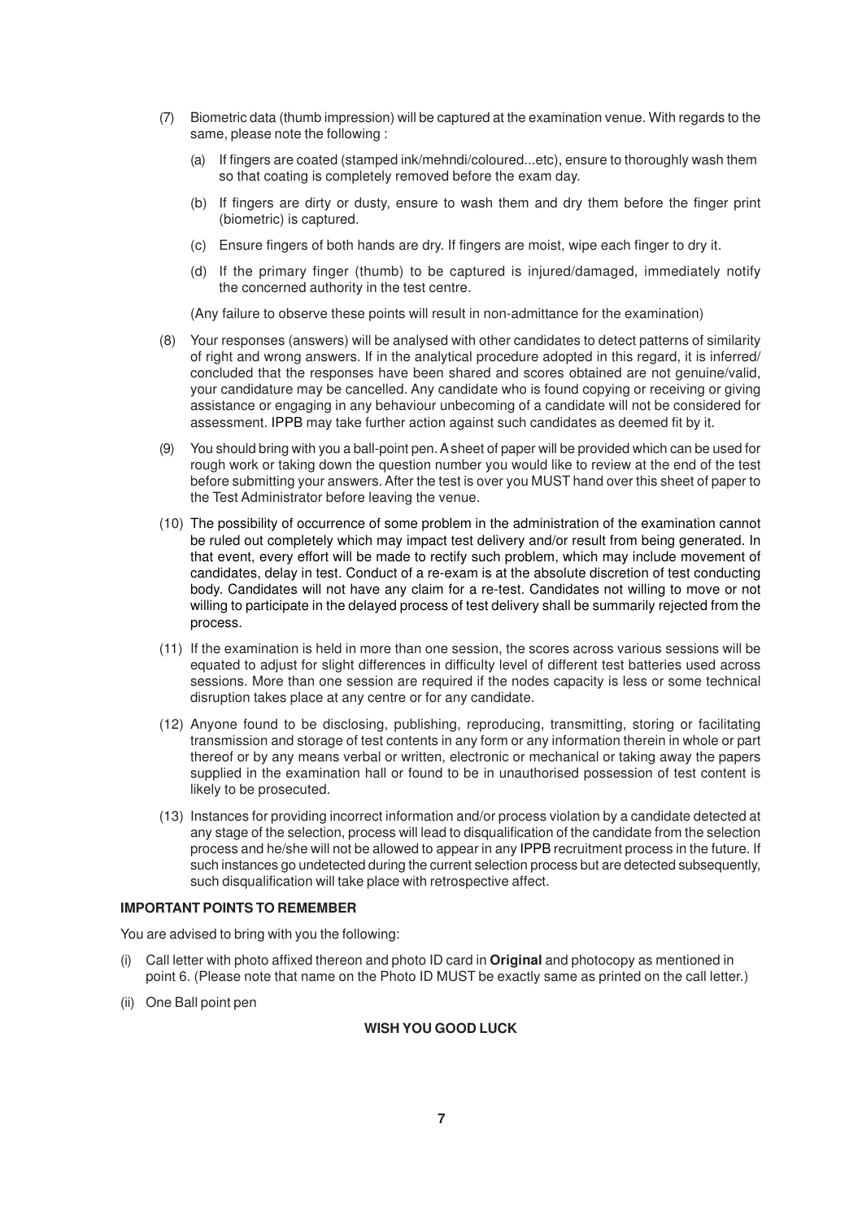(7) Biometric data (thumb impression) will be captured at the examination venue. With regards to the same, please note the following :

  (a) If fingers are coated (stamped ink/mehndi/coloured...etc), ensure to thoroughly wash them so that coating is completely removed before the exam day.

  (b) If fingers are dirty or dusty, ensure to wash them and dry them before the finger print (biometric) is captured.

  (c) Ensure fingers of both hands are dry. If fingers are moist, wipe each finger to dry it.

  (d) If the primary finger (thumb) to be captured is injured/damaged, immediately notify the concerned authority in the test centre.

  (Any failure to observe these points will result in non-admittance for the examination)

(8) Your responses (answers) will be analysed with other candidates to detect patterns of similarity of right and wrong answers. If in the analytical procedure adopted in this regard, it is inferred/ concluded that the responses have been shared and scores obtained are not genuine/valid, your candidature may be cancelled. Any candidate who is found copying or receiving or giving assistance or engaging in any behaviour unbecoming of a candidate will not be considered for assessment. IPPB may take further action against such candidates as deemed fit by it.

(9) You should bring with you a ball-point pen. A sheet of paper will be provided which can be used for rough work or taking down the question number you would like to review at the end of the test before submitting your answers. After the test is over you MUST hand over this sheet of paper to the Test Administrator before leaving the venue.

(10) The possibility of occurrence of some problem in the administration of the examination cannot be ruled out completely which may impact test delivery and/or result from being generated. In that event, every effort will be made to rectify such problem, which may include movement of candidates, delay in test. Conduct of a re-exam is at the absolute discretion of test conducting body. Candidates will not have any claim for a re-test. Candidates not willing to move or not willing to participate in the delayed process of test delivery shall be summarily rejected from the process.

(11) If the examination is held in more than one session, the scores across various sessions will be equated to adjust for slight differences in difficulty level of different test batteries used across sessions. More than one session are required if the nodes capacity is less or some technical disruption takes place at any centre or for any candidate.

(12) Anyone found to be disclosing, publishing, reproducing, transmitting, storing or facilitating transmission and storage of test contents in any form or any information therein in whole or part thereof or by any means verbal or written, electronic or mechanical or taking away the papers supplied in the examination hall or found to be in unauthorised possession of test content is likely to be prosecuted.

(13) Instances for providing incorrect information and/or process violation by a candidate detected at any stage of the selection, process will lead to disqualification of the candidate from the selection process and he/she will not be allowed to appear in any IPPB recruitment process in the future. If such instances go undetected during the current selection process but are detected subsequently, such disqualification will take place with retrospective affect.

**IMPORTANT POINTS TO REMEMBER**

You are advised to bring with you the following:

(i) Call letter with photo affixed thereon and photo ID card in **Original** and photocopy as mentioned in point 6. (Please note that name on the Photo ID MUST be exactly same as printed on the call letter.)

(ii) One Ball point pen

**WISH YOU GOOD LUCK**